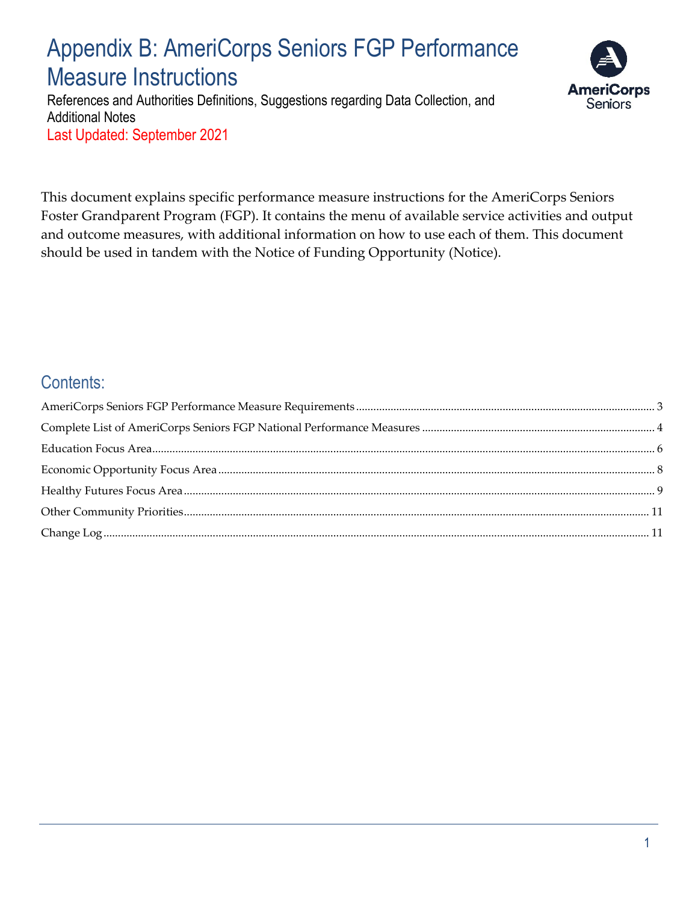# Appendix B: AmeriCorps Seniors FGP Performance Measure Instructions

References and Authorities Definitions, Suggestions regarding Data Collection, and Additional Notes

Last Updated: September 2021

This document explains specific performance measure instructions for the AmeriCorps Seniors Foster Grandparent Program (FGP). It contains the menu of available service activities and output and outcome measures, with additional information on how to use each of them. This document should be used in tandem with the Notice of Funding Opportunity (Notice).

## Contents:

- AmeriCorps Seniors FGP Performance Measure Requirements ..... 3
- Complete List of AmeriCorps Seniors FGP National Performance Measures ..... 4
- Education Focus Area ..... 6
- Economic Opportunity Focus Area ..... 8
- Healthy Futures Focus Area ..... 9
- Other Community Priorities ..... 11
- Change Log ..... 11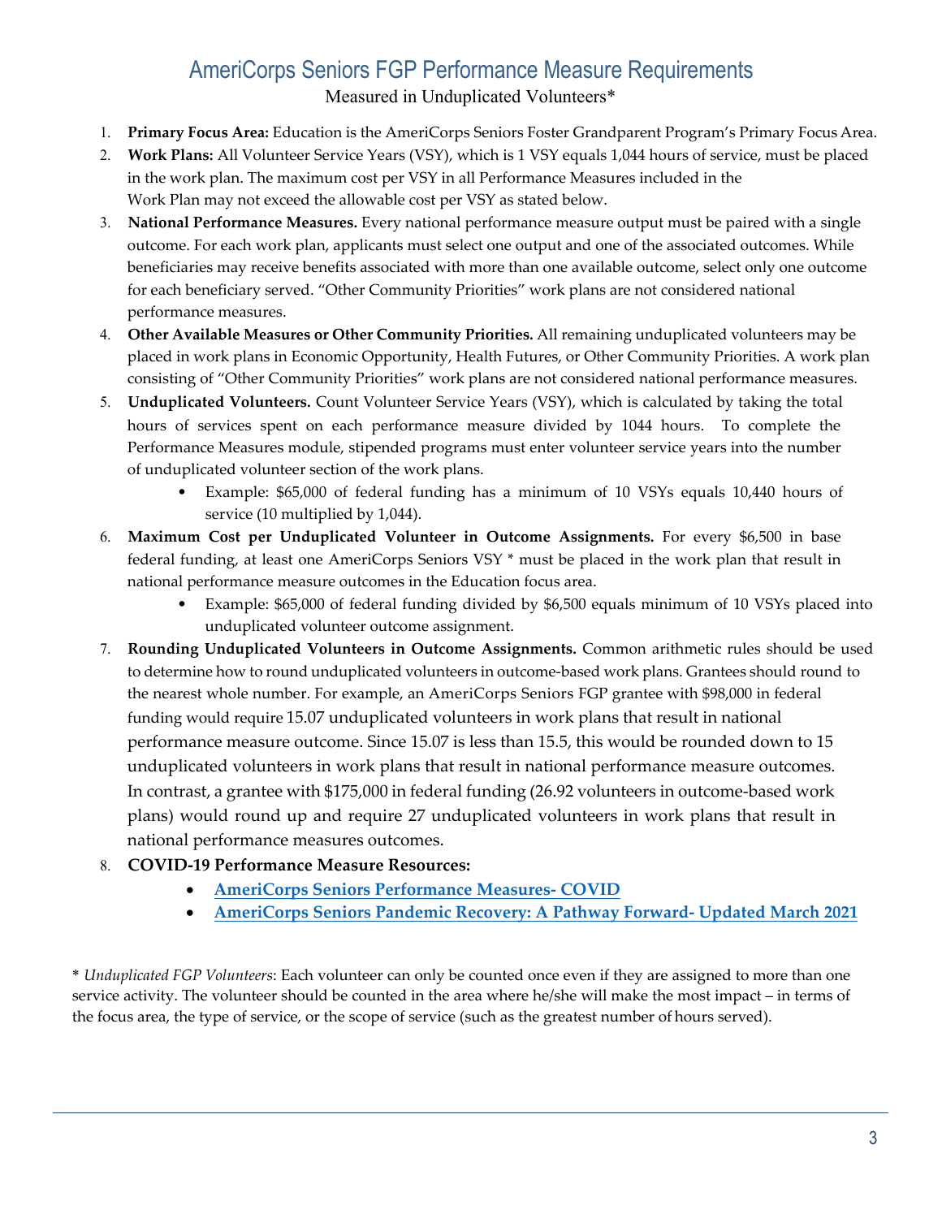# AmeriCorps Seniors FGP Performance Measure Requirements

Measured in Unduplicated Volunteers*

1. **Primary Focus Area:** Education is the AmeriCorps Seniors Foster Grandparent Program's Primary Focus Area.
2. **Work Plans:** All Volunteer Service Years (VSY), which is 1 VSY equals 1,044 hours of service, must be placed in the work plan. The maximum cost per VSY in all Performance Measures included in the Work Plan may not exceed the allowable cost per VSY as stated below.
3. **National Performance Measures.** Every national performance measure output must be paired with a single outcome. For each work plan, applicants must select one output and one of the associated outcomes. While beneficiaries may receive benefits associated with more than one available outcome, select only one outcome for each beneficiary served. "Other Community Priorities" work plans are not considered national performance measures.
4. **Other Available Measures or Other Community Priorities.** All remaining unduplicated volunteers may be placed in work plans in Economic Opportunity, Health Futures, or Other Community Priorities. A work plan consisting of "Other Community Priorities" work plans are not considered national performance measures.
5. **Unduplicated Volunteers.** Count Volunteer Service Years (VSY), which is calculated by taking the total hours of services spent on each performance measure divided by 1044 hours. To complete the Performance Measures module, stipended programs must enter volunteer service years into the number of unduplicated volunteer section of the work plans.
   - Example: $65,000 of federal funding has a minimum of 10 VSYs equals 10,440 hours of service (10 multiplied by 1,044).
6. **Maximum Cost per Unduplicated Volunteer in Outcome Assignments.** For every $6,500 in base federal funding, at least one AmeriCorps Seniors VSY * must be placed in the work plan that result in national performance measure outcomes in the Education focus area.
   - Example: $65,000 of federal funding divided by $6,500 equals minimum of 10 VSYs placed into unduplicated volunteer outcome assignment.
7. **Rounding Unduplicated Volunteers in Outcome Assignments.** Common arithmetic rules should be used to determine how to round unduplicated volunteers in outcome-based work plans. Grantees should round to the nearest whole number. For example, an AmeriCorps Seniors FGP grantee with $98,000 in federal funding would require 15.07 unduplicated volunteers in work plans that result in national performance measure outcome. Since 15.07 is less than 15.5, this would be rounded down to 15 unduplicated volunteers in work plans that result in national performance measure outcomes. In contrast, a grantee with $175,000 in federal funding (26.92 volunteers in outcome-based work plans) would round up and require 27 unduplicated volunteers in work plans that result in national performance measures outcomes.
8. **COVID-19 Performance Measure Resources:**
   - **AmeriCorps Seniors Performance Measures- COVID**
   - **AmeriCorps Seniors Pandemic Recovery: A Pathway Forward- Updated March 2021**

\* *Unduplicated FGP Volunteers*: Each volunteer can only be counted once even if they are assigned to more than one service activity. The volunteer should be counted in the area where he/she will make the most impact – in terms of the focus area, the type of service, or the scope of service (such as the greatest number of hours served).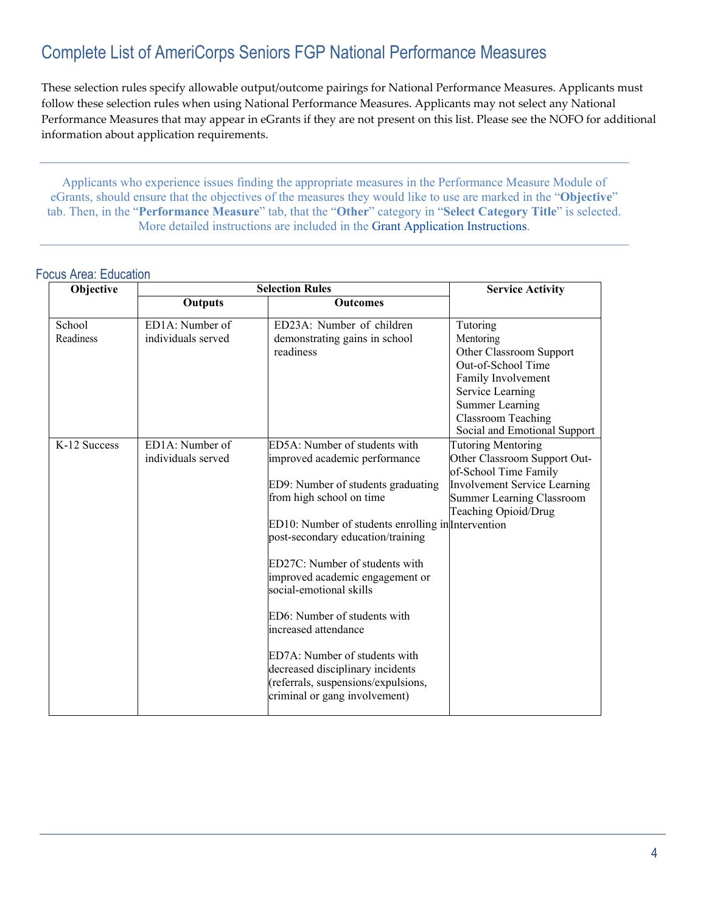# Complete List of AmeriCorps Seniors FGP National Performance Measures

These selection rules specify allowable output/outcome pairings for National Performance Measures. Applicants must follow these selection rules when using National Performance Measures. Applicants may not select any National Performance Measures that may appear in eGrants if they are not present on this list. Please see the NOFO for additional information about application requirements.

---

Applicants who experience issues finding the appropriate measures in the Performance Measure Module of eGrants, should ensure that the objectives of the measures they would like to use are marked in the "**Objective**" tab. Then, in the "**Performance Measure**" tab, that the "**Other**" category in "**Select Category Title**" is selected. More detailed instructions are included in the Grant Application Instructions.

---

## Focus Area: Education

| Objective | Selection Rules | | Service Activity |
|---|---|---|---|
| | Outputs | Outcomes | |
| School Readiness | ED1A: Number of individuals served | ED23A: Number of children demonstrating gains in school readiness | Tutoring<br>Mentoring<br>Other Classroom Support<br>Out-of-School Time<br>Family Involvement<br>Service Learning<br>Summer Learning<br>Classroom Teaching<br>Social and Emotional Support |
| K-12 Success | ED1A: Number of individuals served | ED5A: Number of students with improved academic performance<br><br>ED9: Number of students graduating from high school on time<br><br>ED10: Number of students enrolling in post-secondary education/training<br><br>ED27C: Number of students with improved academic engagement or social-emotional skills<br><br>ED6: Number of students with increased attendance<br><br>ED7A: Number of students with decreased disciplinary incidents (referrals, suspensions/expulsions, criminal or gang involvement) | Tutoring Mentoring Other Classroom Support Out-of-School Time Family Involvement Service Learning Summer Learning Classroom Teaching Opioid/Drug Intervention |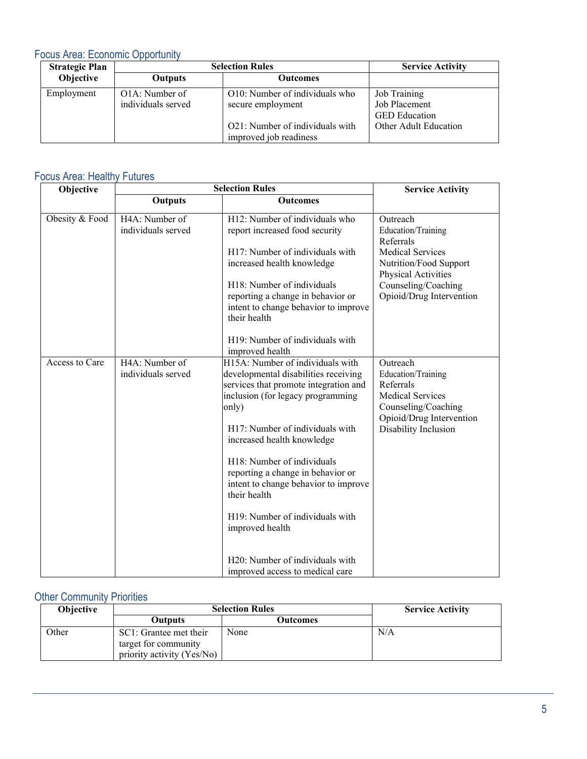## Focus Area: Economic Opportunity

| Strategic Plan Objective | Selection Rules | | Service Activity |
|---|---|---|---|
| | Outputs | Outcomes | |
| Employment | O1A: Number of individuals served | O10: Number of individuals who secure employment<br><br>O21: Number of individuals with improved job readiness | Job Training<br>Job Placement<br>GED Education<br>Other Adult Education |

## Focus Area: Healthy Futures

| Objective | Selection Rules | | Service Activity |
|---|---|---|---|
| | Outputs | Outcomes | |
| Obesity & Food | H4A: Number of individuals served | H12: Number of individuals who report increased food security<br><br>H17: Number of individuals with increased health knowledge<br><br>H18: Number of individuals reporting a change in behavior or intent to change behavior to improve their health<br><br>H19: Number of individuals with improved health | Outreach<br>Education/Training<br>Referrals<br>Medical Services<br>Nutrition/Food Support<br>Physical Activities<br>Counseling/Coaching<br>Opioid/Drug Intervention |
| Access to Care | H4A: Number of individuals served | H15A: Number of individuals with developmental disabilities receiving services that promote integration and inclusion (for legacy programming only)<br><br>H17: Number of individuals with increased health knowledge<br><br>H18: Number of individuals reporting a change in behavior or intent to change behavior to improve their health<br><br>H19: Number of individuals with improved health<br><br>H20: Number of individuals with improved access to medical care | Outreach<br>Education/Training<br>Referrals<br>Medical Services<br>Counseling/Coaching<br>Opioid/Drug Intervention<br>Disability Inclusion |

## Other Community Priorities

| Objective | Selection Rules | | Service Activity |
|---|---|---|---|
| | Outputs | Outcomes | |
| Other | SC1: Grantee met their target for community priority activity (Yes/No) | None | N/A |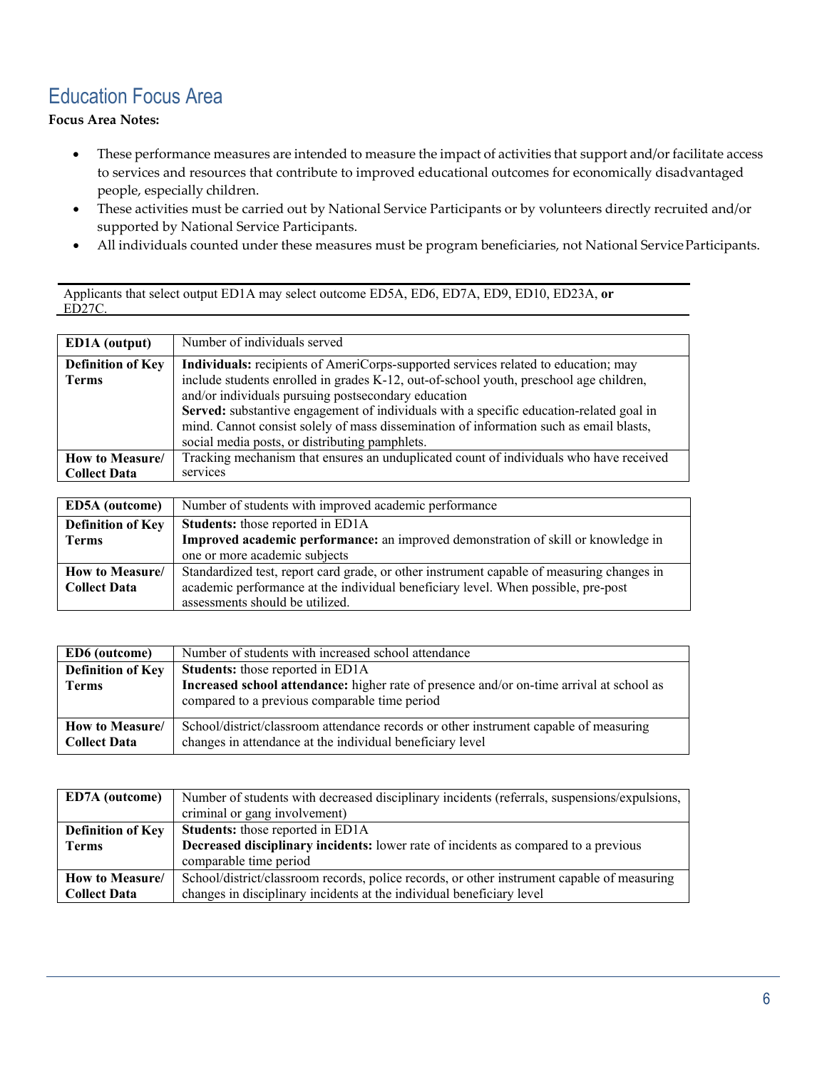## Education Focus Area

**Focus Area Notes:**

- These performance measures are intended to measure the impact of activities that support and/or facilitate access to services and resources that contribute to improved educational outcomes for economically disadvantaged people, especially children.
- These activities must be carried out by National Service Participants or by volunteers directly recruited and/or supported by National Service Participants.
- All individuals counted under these measures must be program beneficiaries, not National Service Participants.

Applicants that select output ED1A may select outcome ED5A, ED6, ED7A, ED9, ED10, ED23A, **or** ED27C.

| **ED1A (output)** | Number of individuals served |
|---|---|
| **Definition of Key Terms** | **Individuals:** recipients of AmeriCorps-supported services related to education; may include students enrolled in grades K-12, out-of-school youth, preschool age children, and/or individuals pursuing postsecondary education<br>**Served:** substantive engagement of individuals with a specific education-related goal in mind. Cannot consist solely of mass dissemination of information such as email blasts, social media posts, or distributing pamphlets. |
| **How to Measure/ Collect Data** | Tracking mechanism that ensures an unduplicated count of individuals who have received services |

| **ED5A (outcome)** | Number of students with improved academic performance |
|---|---|
| **Definition of Key Terms** | **Students:** those reported in ED1A<br>**Improved academic performance:** an improved demonstration of skill or knowledge in one or more academic subjects |
| **How to Measure/ Collect Data** | Standardized test, report card grade, or other instrument capable of measuring changes in academic performance at the individual beneficiary level. When possible, pre-post assessments should be utilized. |

| **ED6 (outcome)** | Number of students with increased school attendance |
|---|---|
| **Definition of Key Terms** | **Students:** those reported in ED1A<br>**Increased school attendance:** higher rate of presence and/or on-time arrival at school as compared to a previous comparable time period |
| **How to Measure/ Collect Data** | School/district/classroom attendance records or other instrument capable of measuring changes in attendance at the individual beneficiary level |

| **ED7A (outcome)** | Number of students with decreased disciplinary incidents (referrals, suspensions/expulsions, criminal or gang involvement) |
|---|---|
| **Definition of Key Terms** | **Students:** those reported in ED1A<br>**Decreased disciplinary incidents:** lower rate of incidents as compared to a previous comparable time period |
| **How to Measure/ Collect Data** | School/district/classroom records, police records, or other instrument capable of measuring changes in disciplinary incidents at the individual beneficiary level |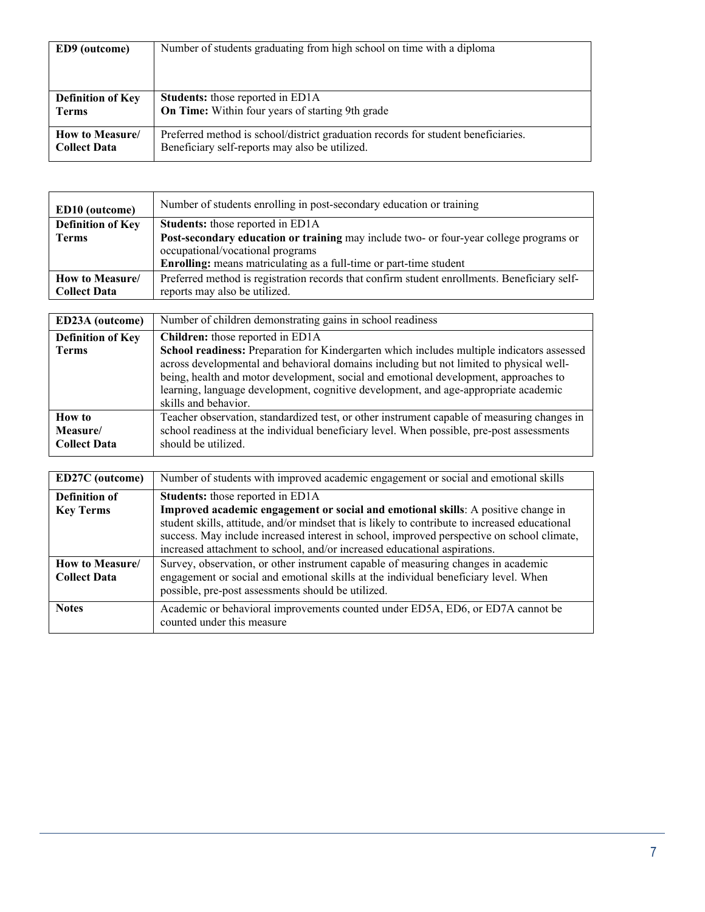| ED9 (outcome) | Number of students graduating from high school on time with a diploma |
|---|---|
| **Definition of Key Terms** | **Students:** those reported in ED1A<br>**On Time:** Within four years of starting 9th grade |
| **How to Measure/ Collect Data** | Preferred method is school/district graduation records for student beneficiaries. Beneficiary self-reports may also be utilized. |

| ED10 (outcome) | Number of students enrolling in post-secondary education or training |
|---|---|
| **Definition of Key Terms** | **Students:** those reported in ED1A<br>**Post-secondary education or training** may include two- or four-year college programs or occupational/vocational programs<br>**Enrolling:** means matriculating as a full-time or part-time student |
| **How to Measure/ Collect Data** | Preferred method is registration records that confirm student enrollments. Beneficiary self-reports may also be utilized. |

| ED23A (outcome) | Number of children demonstrating gains in school readiness |
|---|---|
| **Definition of Key Terms** | **Children:** those reported in ED1A<br>**School readiness:** Preparation for Kindergarten which includes multiple indicators assessed across developmental and behavioral domains including but not limited to physical well-being, health and motor development, social and emotional development, approaches to learning, language development, cognitive development, and age-appropriate academic skills and behavior. |
| **How to Measure/ Collect Data** | Teacher observation, standardized test, or other instrument capable of measuring changes in school readiness at the individual beneficiary level. When possible, pre-post assessments should be utilized. |

| ED27C (outcome) | Number of students with improved academic engagement or social and emotional skills |
|---|---|
| **Definition of Key Terms** | **Students:** those reported in ED1A<br>**Improved academic engagement or social and emotional skills**: A positive change in student skills, attitude, and/or mindset that is likely to contribute to increased educational success. May include increased interest in school, improved perspective on school climate, increased attachment to school, and/or increased educational aspirations. |
| **How to Measure/ Collect Data** | Survey, observation, or other instrument capable of measuring changes in academic engagement or social and emotional skills at the individual beneficiary level. When possible, pre-post assessments should be utilized. |
| **Notes** | Academic or behavioral improvements counted under ED5A, ED6, or ED7A cannot be counted under this measure |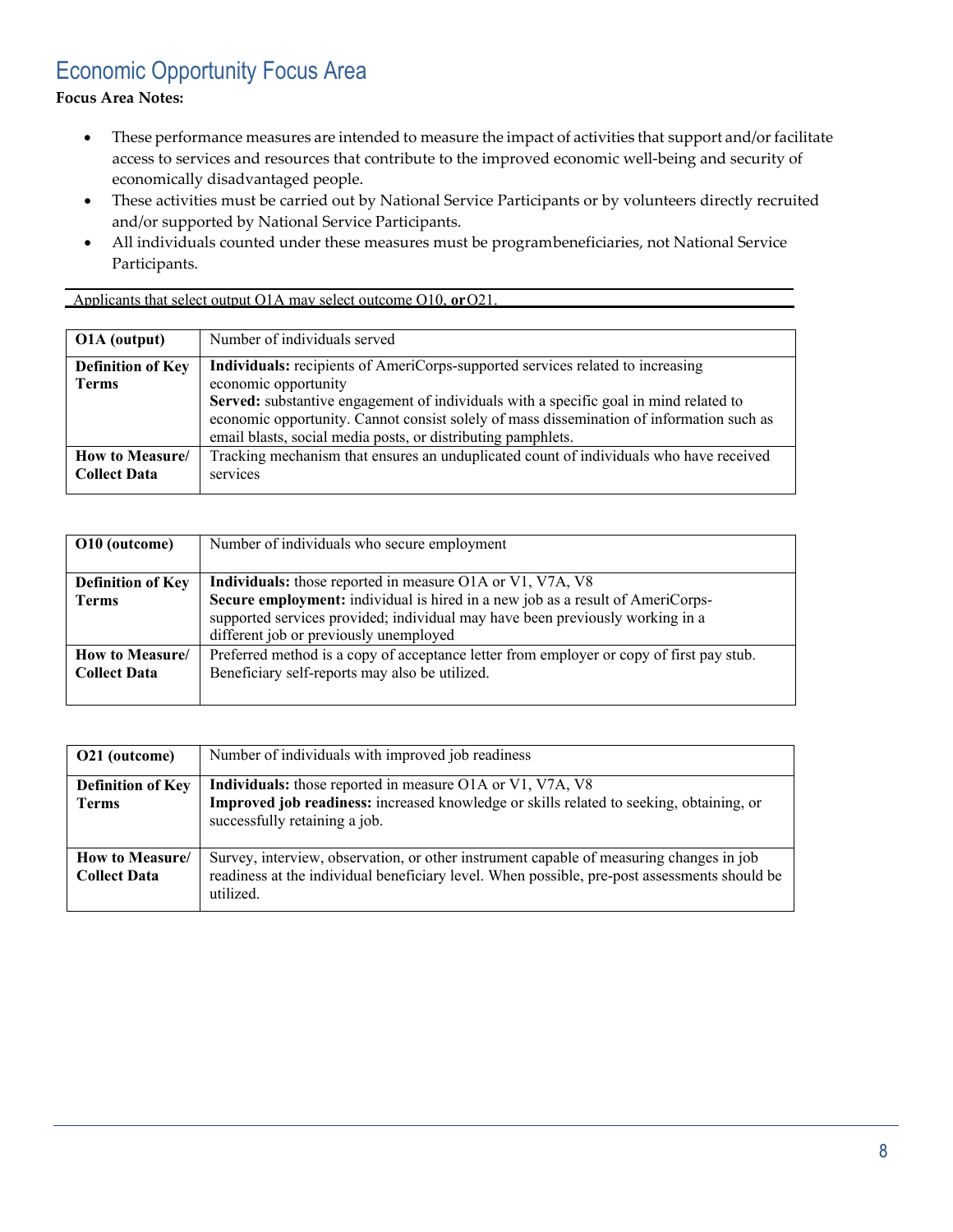## Economic Opportunity Focus Area

**Focus Area Notes:**

- These performance measures are intended to measure the impact of activities that support and/or facilitate access to services and resources that contribute to the improved economic well-being and security of economically disadvantaged people.
- These activities must be carried out by National Service Participants or by volunteers directly recruited and/or supported by National Service Participants.
- All individuals counted under these measures must be programbeneficiaries, not National Service Participants.

Applicants that select output O1A may select outcome O10, **or** O21.

| **O1A (output)** | Number of individuals served |
|---|---|
| **Definition of Key Terms** | **Individuals:** recipients of AmeriCorps-supported services related to increasing economic opportunity<br>**Served:** substantive engagement of individuals with a specific goal in mind related to economic opportunity. Cannot consist solely of mass dissemination of information such as email blasts, social media posts, or distributing pamphlets. |
| **How to Measure/ Collect Data** | Tracking mechanism that ensures an unduplicated count of individuals who have received services |

| **O10 (outcome)** | Number of individuals who secure employment |
|---|---|
| **Definition of Key Terms** | **Individuals:** those reported in measure O1A or V1, V7A, V8<br>**Secure employment:** individual is hired in a new job as a result of AmeriCorps-supported services provided; individual may have been previously working in a different job or previously unemployed |
| **How to Measure/ Collect Data** | Preferred method is a copy of acceptance letter from employer or copy of first pay stub. Beneficiary self-reports may also be utilized. |

| **O21 (outcome)** | Number of individuals with improved job readiness |
|---|---|
| **Definition of Key Terms** | **Individuals:** those reported in measure O1A or V1, V7A, V8<br>**Improved job readiness:** increased knowledge or skills related to seeking, obtaining, or successfully retaining a job. |
| **How to Measure/ Collect Data** | Survey, interview, observation, or other instrument capable of measuring changes in job readiness at the individual beneficiary level. When possible, pre-post assessments should be utilized. |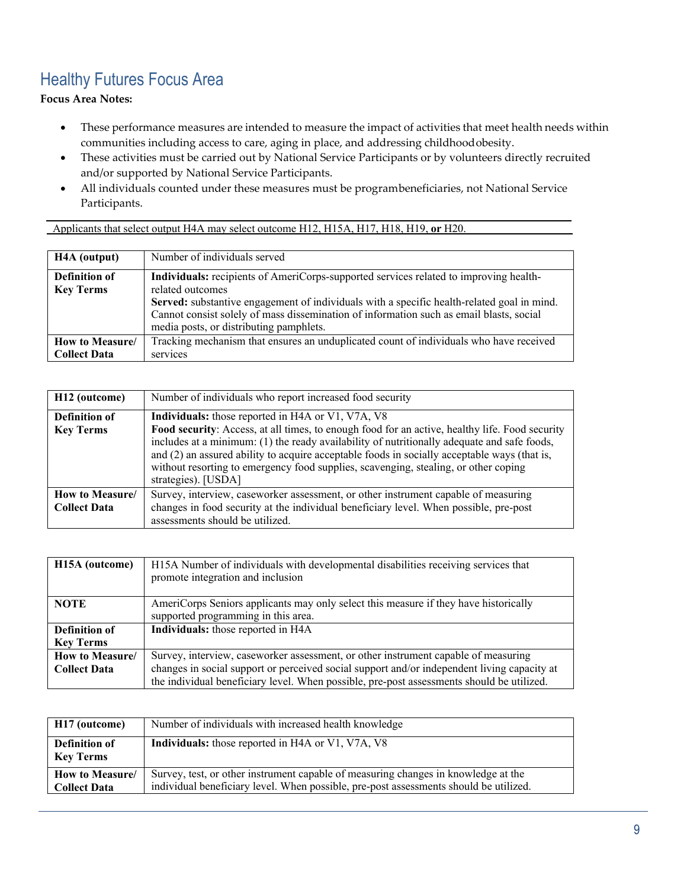## Healthy Futures Focus Area

**Focus Area Notes:**

- These performance measures are intended to measure the impact of activities that meet health needs within communities including access to care, aging in place, and addressing childhood obesity.
- These activities must be carried out by National Service Participants or by volunteers directly recruited and/or supported by National Service Participants.
- All individuals counted under these measures must be program beneficiaries, not National Service Participants.

Applicants that select output H4A may select outcome H12, H15A, H17, H18, H19, **or** H20.

| **H4A (output)** | Number of individuals served |
|---|---|
| **Definition of Key Terms** | **Individuals:** recipients of AmeriCorps-supported services related to improving health-related outcomes<br>**Served:** substantive engagement of individuals with a specific health-related goal in mind. Cannot consist solely of mass dissemination of information such as email blasts, social media posts, or distributing pamphlets. |
| **How to Measure/ Collect Data** | Tracking mechanism that ensures an unduplicated count of individuals who have received services |

| **H12 (outcome)** | Number of individuals who report increased food security |
|---|---|
| **Definition of Key Terms** | **Individuals:** those reported in H4A or V1, V7A, V8<br>**Food security**: Access, at all times, to enough food for an active, healthy life. Food security includes at a minimum: (1) the ready availability of nutritionally adequate and safe foods, and (2) an assured ability to acquire acceptable foods in socially acceptable ways (that is, without resorting to emergency food supplies, scavenging, stealing, or other coping strategies). [USDA] |
| **How to Measure/ Collect Data** | Survey, interview, caseworker assessment, or other instrument capable of measuring changes in food security at the individual beneficiary level. When possible, pre-post assessments should be utilized. |

| **H15A (outcome)** | H15A Number of individuals with developmental disabilities receiving services that promote integration and inclusion |
|---|---|
| **NOTE** | AmeriCorps Seniors applicants may only select this measure if they have historically supported programming in this area. |
| **Definition of Key Terms** | **Individuals:** those reported in H4A |
| **How to Measure/ Collect Data** | Survey, interview, caseworker assessment, or other instrument capable of measuring changes in social support or perceived social support and/or independent living capacity at the individual beneficiary level. When possible, pre-post assessments should be utilized. |

| **H17 (outcome)** | Number of individuals with increased health knowledge |
|---|---|
| **Definition of Key Terms** | **Individuals:** those reported in H4A or V1, V7A, V8 |
| **How to Measure/ Collect Data** | Survey, test, or other instrument capable of measuring changes in knowledge at the individual beneficiary level. When possible, pre-post assessments should be utilized. |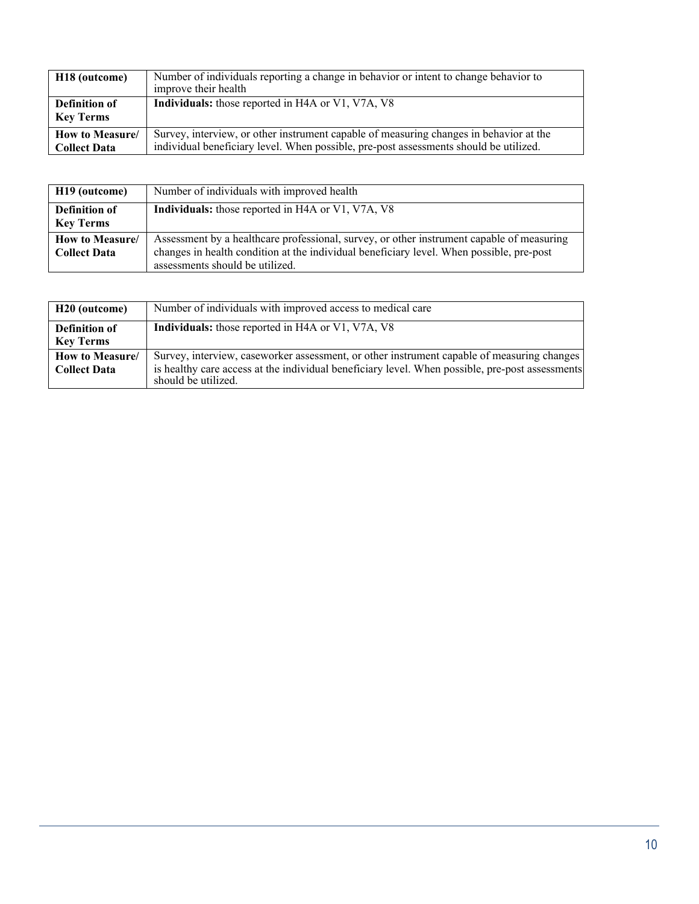| **H18 (outcome)** | Number of individuals reporting a change in behavior or intent to change behavior to improve their health |
|---|---|
| **Definition of Key Terms** | **Individuals:** those reported in H4A or V1, V7A, V8 |
| **How to Measure/ Collect Data** | Survey, interview, or other instrument capable of measuring changes in behavior at the individual beneficiary level. When possible, pre-post assessments should be utilized. |

| **H19 (outcome)** | Number of individuals with improved health |
|---|---|
| **Definition of Key Terms** | **Individuals:** those reported in H4A or V1, V7A, V8 |
| **How to Measure/ Collect Data** | Assessment by a healthcare professional, survey, or other instrument capable of measuring changes in health condition at the individual beneficiary level. When possible, pre-post assessments should be utilized. |

| **H20 (outcome)** | Number of individuals with improved access to medical care |
|---|---|
| **Definition of Key Terms** | **Individuals:** those reported in H4A or V1, V7A, V8 |
| **How to Measure/ Collect Data** | Survey, interview, caseworker assessment, or other instrument capable of measuring changes is healthy care access at the individual beneficiary level. When possible, pre-post assessments should be utilized. |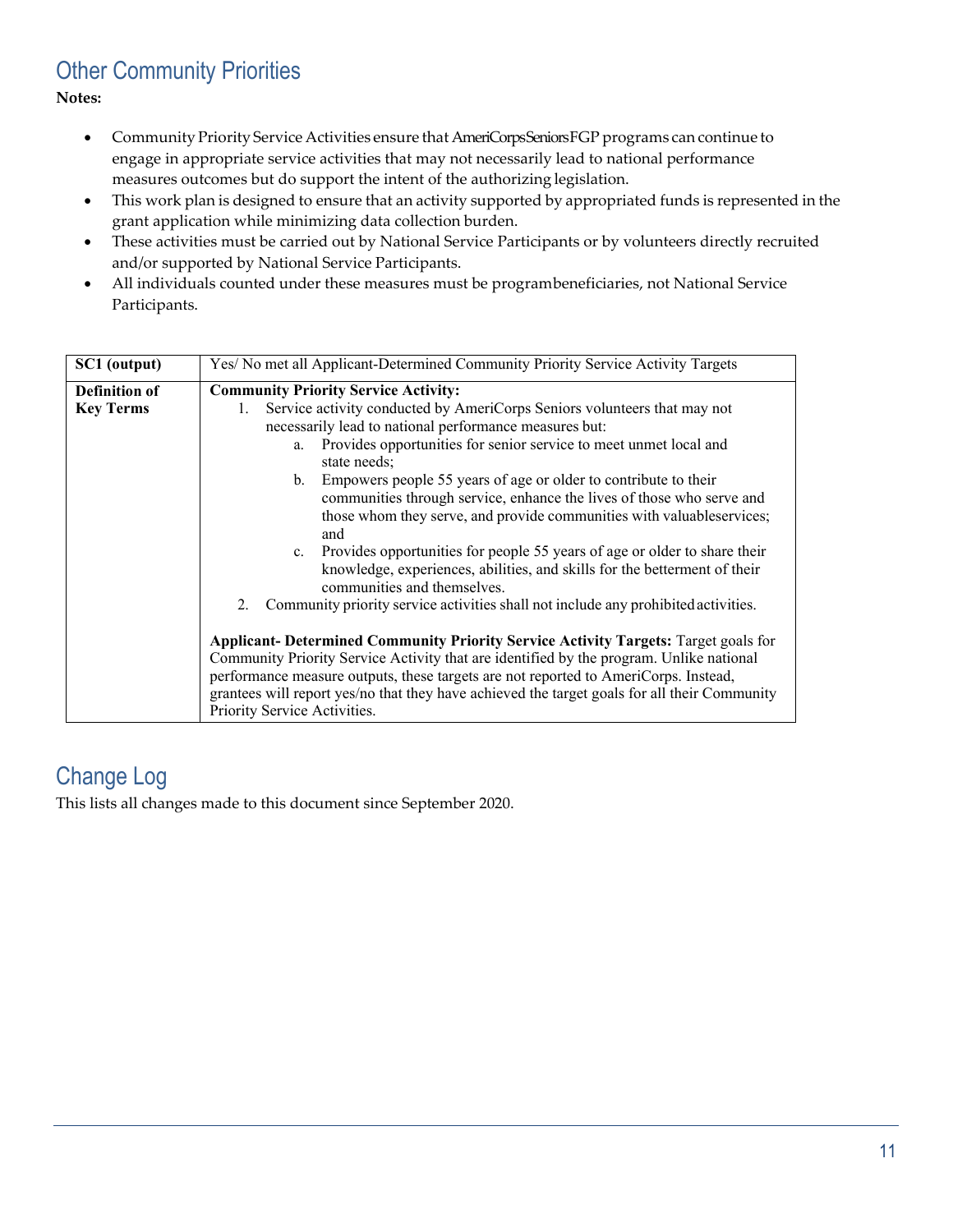## Other Community Priorities

**Notes:**

- Community Priority Service Activities ensure that AmeriCorps Seniors FGP programs can continue to engage in appropriate service activities that may not necessarily lead to national performance measures outcomes but do support the intent of the authorizing legislation.
- This work plan is designed to ensure that an activity supported by appropriated funds is represented in the grant application while minimizing data collection burden.
- These activities must be carried out by National Service Participants or by volunteers directly recruited and/or supported by National Service Participants.
- All individuals counted under these measures must be programbeneficiaries, not National Service Participants.

| **SC1 (output)** | Yes/ No met all Applicant-Determined Community Priority Service Activity Targets |
|---|---|
| **Definition of Key Terms** | **Community Priority Service Activity:**<br>1. Service activity conducted by AmeriCorps Seniors volunteers that may not necessarily lead to national performance measures but:<br>a. Provides opportunities for senior service to meet unmet local and state needs;<br>b. Empowers people 55 years of age or older to contribute to their communities through service, enhance the lives of those who serve and those whom they serve, and provide communities with valuableservices; and<br>c. Provides opportunities for people 55 years of age or older to share their knowledge, experiences, abilities, and skills for the betterment of their communities and themselves.<br>2. Community priority service activities shall not include any prohibited activities.<br><br>**Applicant- Determined Community Priority Service Activity Targets:** Target goals for Community Priority Service Activity that are identified by the program. Unlike national performance measure outputs, these targets are not reported to AmeriCorps. Instead, grantees will report yes/no that they have achieved the target goals for all their Community Priority Service Activities. |

## Change Log

This lists all changes made to this document since September 2020.